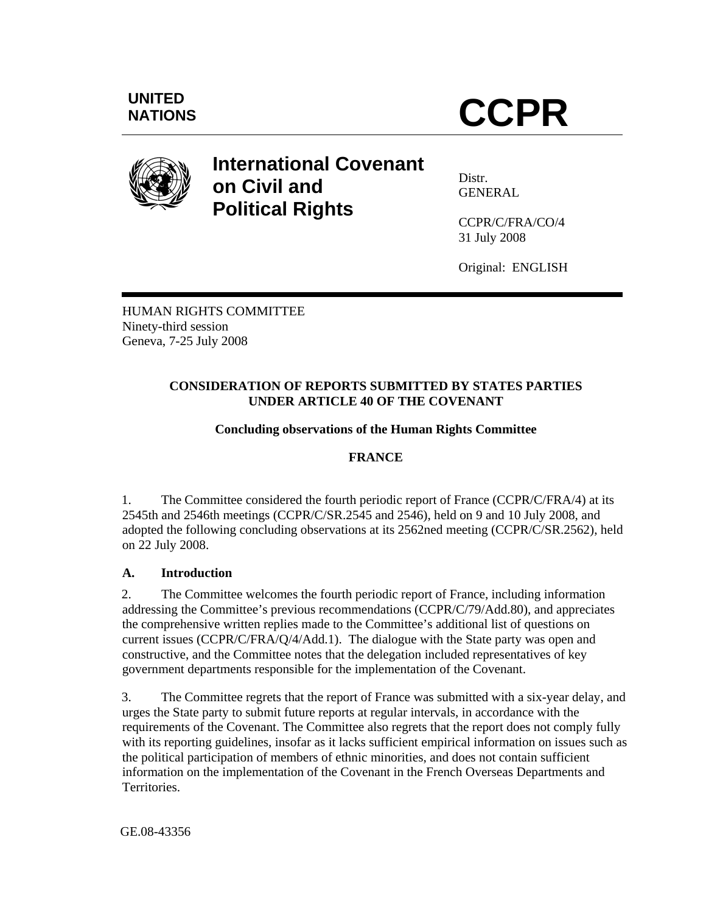UNITED NATIONS

# CCPR

## International Covenant on Civil and Political Rights

Distr.
GENERAL

CCPR/C/FRA/CO/4
31 July 2008

Original: ENGLISH

HUMAN RIGHTS COMMITTEE
Ninety-third session
Geneva, 7-25 July 2008

**CONSIDERATION OF REPORTS SUBMITTED BY STATES PARTIES UNDER ARTICLE 40 OF THE COVENANT**

**Concluding observations of the Human Rights Committee**

**FRANCE**

1. The Committee considered the fourth periodic report of France (CCPR/C/FRA/4) at its 2545th and 2546th meetings (CCPR/C/SR.2545 and 2546), held on 9 and 10 July 2008, and adopted the following concluding observations at its 2562ned meeting (CCPR/C/SR.2562), held on 22 July 2008.

### A. Introduction

2. The Committee welcomes the fourth periodic report of France, including information addressing the Committee's previous recommendations (CCPR/C/79/Add.80), and appreciates the comprehensive written replies made to the Committee's additional list of questions on current issues (CCPR/C/FRA/Q/4/Add.1). The dialogue with the State party was open and constructive, and the Committee notes that the delegation included representatives of key government departments responsible for the implementation of the Covenant.

3. The Committee regrets that the report of France was submitted with a six-year delay, and urges the State party to submit future reports at regular intervals, in accordance with the requirements of the Covenant. The Committee also regrets that the report does not comply fully with its reporting guidelines, insofar as it lacks sufficient empirical information on issues such as the political participation of members of ethnic minorities, and does not contain sufficient information on the implementation of the Covenant in the French Overseas Departments and Territories.

GE.08-43356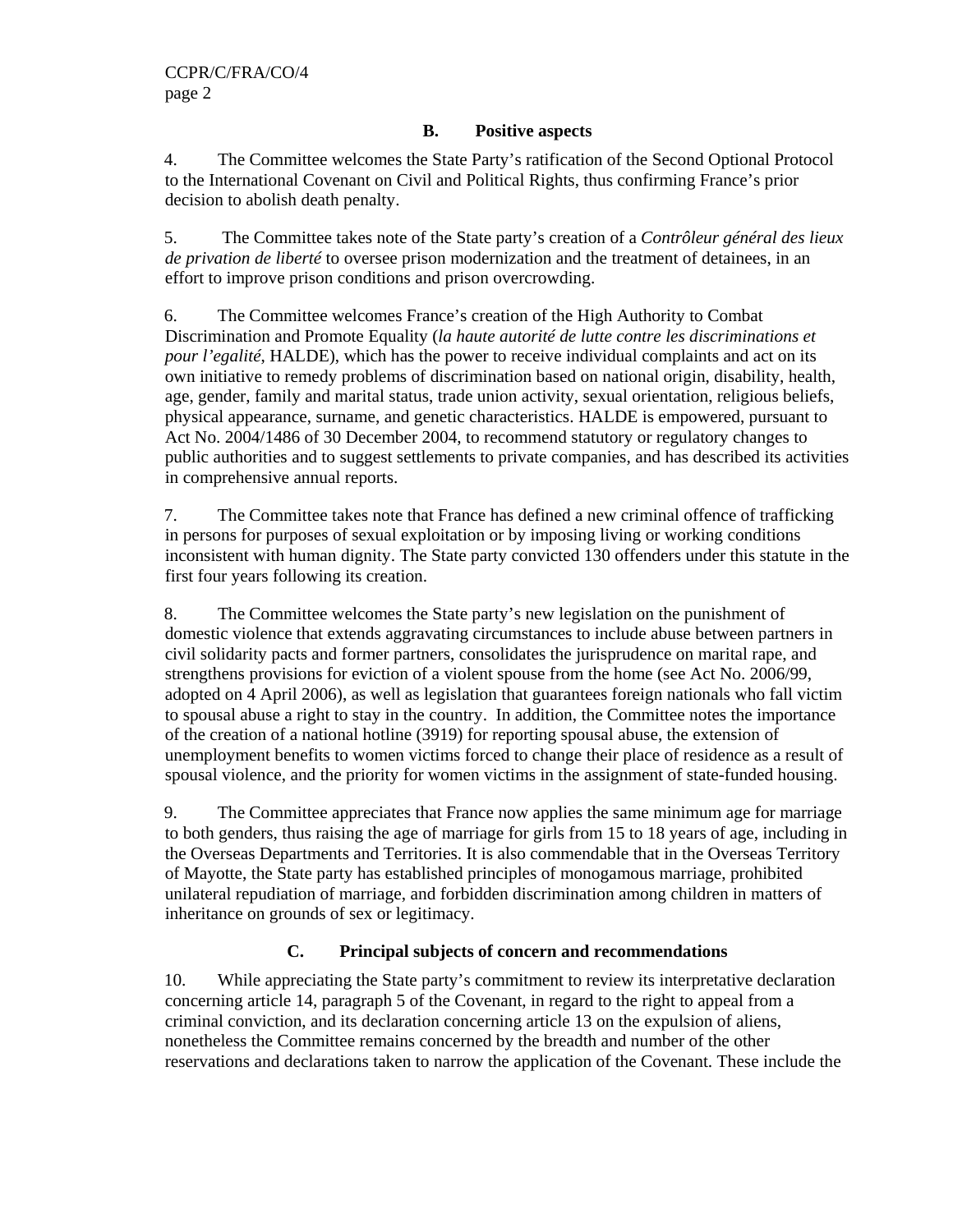## B. Positive aspects

4. The Committee welcomes the State Party's ratification of the Second Optional Protocol to the International Covenant on Civil and Political Rights, thus confirming France's prior decision to abolish death penalty.

5. The Committee takes note of the State party's creation of a *Contrôleur général des lieux de privation de liberté* to oversee prison modernization and the treatment of detainees, in an effort to improve prison conditions and prison overcrowding.

6. The Committee welcomes France's creation of the High Authority to Combat Discrimination and Promote Equality (*la haute autorité de lutte contre les discriminations et pour l'egalité*, HALDE), which has the power to receive individual complaints and act on its own initiative to remedy problems of discrimination based on national origin, disability, health, age, gender, family and marital status, trade union activity, sexual orientation, religious beliefs, physical appearance, surname, and genetic characteristics. HALDE is empowered, pursuant to Act No. 2004/1486 of 30 December 2004, to recommend statutory or regulatory changes to public authorities and to suggest settlements to private companies, and has described its activities in comprehensive annual reports.

7. The Committee takes note that France has defined a new criminal offence of trafficking in persons for purposes of sexual exploitation or by imposing living or working conditions inconsistent with human dignity. The State party convicted 130 offenders under this statute in the first four years following its creation.

8. The Committee welcomes the State party's new legislation on the punishment of domestic violence that extends aggravating circumstances to include abuse between partners in civil solidarity pacts and former partners, consolidates the jurisprudence on marital rape, and strengthens provisions for eviction of a violent spouse from the home (see Act No. 2006/99, adopted on 4 April 2006), as well as legislation that guarantees foreign nationals who fall victim to spousal abuse a right to stay in the country. In addition, the Committee notes the importance of the creation of a national hotline (3919) for reporting spousal abuse, the extension of unemployment benefits to women victims forced to change their place of residence as a result of spousal violence, and the priority for women victims in the assignment of state-funded housing.

9. The Committee appreciates that France now applies the same minimum age for marriage to both genders, thus raising the age of marriage for girls from 15 to 18 years of age, including in the Overseas Departments and Territories. It is also commendable that in the Overseas Territory of Mayotte, the State party has established principles of monogamous marriage, prohibited unilateral repudiation of marriage, and forbidden discrimination among children in matters of inheritance on grounds of sex or legitimacy.

## C. Principal subjects of concern and recommendations

10. While appreciating the State party's commitment to review its interpretative declaration concerning article 14, paragraph 5 of the Covenant, in regard to the right to appeal from a criminal conviction, and its declaration concerning article 13 on the expulsion of aliens, nonetheless the Committee remains concerned by the breadth and number of the other reservations and declarations taken to narrow the application of the Covenant. These include the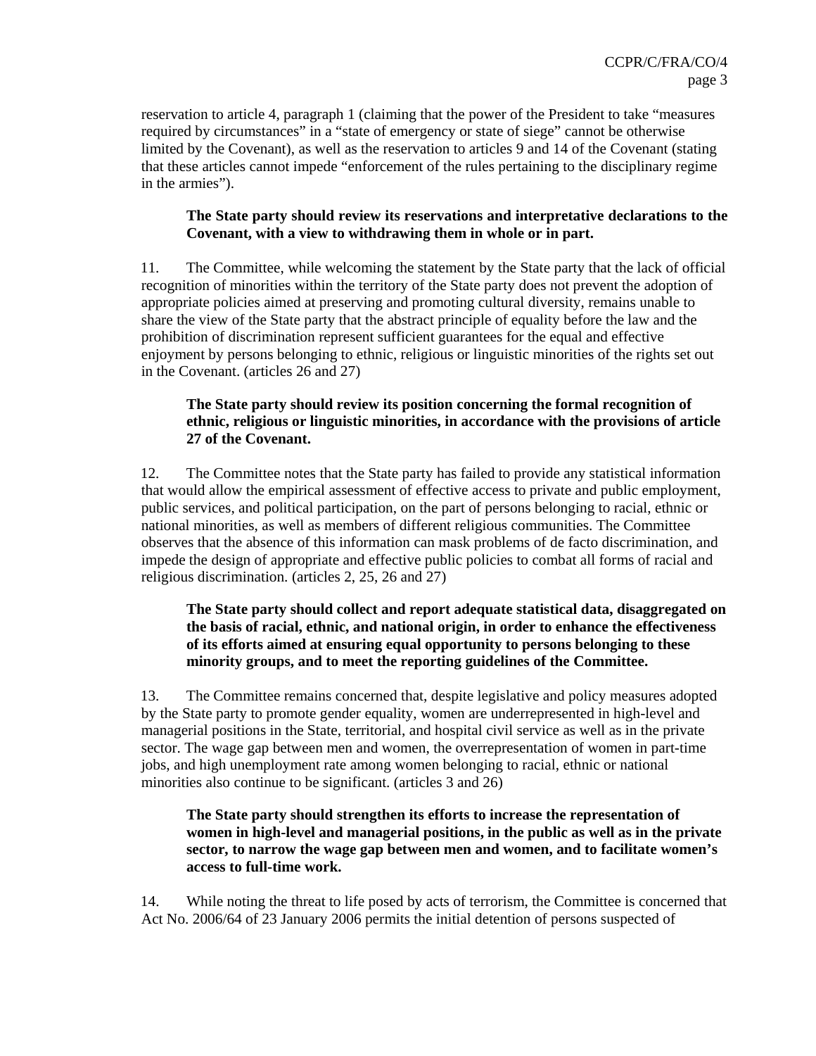reservation to article 4, paragraph 1 (claiming that the power of the President to take "measures required by circumstances" in a "state of emergency or state of siege" cannot be otherwise limited by the Covenant), as well as the reservation to articles 9 and 14 of the Covenant (stating that these articles cannot impede "enforcement of the rules pertaining to the disciplinary regime in the armies").

**The State party should review its reservations and interpretative declarations to the Covenant, with a view to withdrawing them in whole or in part.**

11. The Committee, while welcoming the statement by the State party that the lack of official recognition of minorities within the territory of the State party does not prevent the adoption of appropriate policies aimed at preserving and promoting cultural diversity, remains unable to share the view of the State party that the abstract principle of equality before the law and the prohibition of discrimination represent sufficient guarantees for the equal and effective enjoyment by persons belonging to ethnic, religious or linguistic minorities of the rights set out in the Covenant. (articles 26 and 27)

**The State party should review its position concerning the formal recognition of ethnic, religious or linguistic minorities, in accordance with the provisions of article 27 of the Covenant.**

12. The Committee notes that the State party has failed to provide any statistical information that would allow the empirical assessment of effective access to private and public employment, public services, and political participation, on the part of persons belonging to racial, ethnic or national minorities, as well as members of different religious communities. The Committee observes that the absence of this information can mask problems of de facto discrimination, and impede the design of appropriate and effective public policies to combat all forms of racial and religious discrimination. (articles 2, 25, 26 and 27)

**The State party should collect and report adequate statistical data, disaggregated on the basis of racial, ethnic, and national origin, in order to enhance the effectiveness of its efforts aimed at ensuring equal opportunity to persons belonging to these minority groups, and to meet the reporting guidelines of the Committee.**

13. The Committee remains concerned that, despite legislative and policy measures adopted by the State party to promote gender equality, women are underrepresented in high-level and managerial positions in the State, territorial, and hospital civil service as well as in the private sector. The wage gap between men and women, the overrepresentation of women in part-time jobs, and high unemployment rate among women belonging to racial, ethnic or national minorities also continue to be significant. (articles 3 and 26)

**The State party should strengthen its efforts to increase the representation of women in high-level and managerial positions, in the public as well as in the private sector, to narrow the wage gap between men and women, and to facilitate women's access to full-time work.**

14. While noting the threat to life posed by acts of terrorism, the Committee is concerned that Act No. 2006/64 of 23 January 2006 permits the initial detention of persons suspected of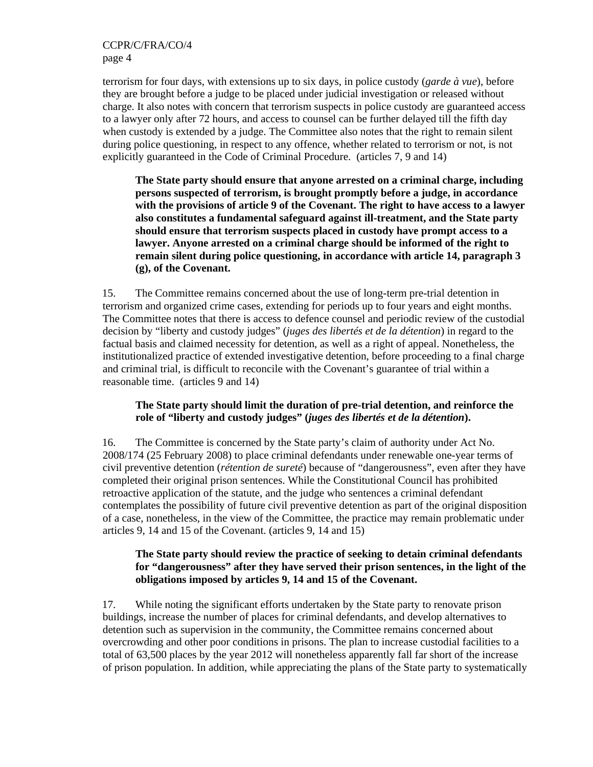terrorism for four days, with extensions up to six days, in police custody (*garde à vue*), before they are brought before a judge to be placed under judicial investigation or released without charge. It also notes with concern that terrorism suspects in police custody are guaranteed access to a lawyer only after 72 hours, and access to counsel can be further delayed till the fifth day when custody is extended by a judge. The Committee also notes that the right to remain silent during police questioning, in respect to any offence, whether related to terrorism or not, is not explicitly guaranteed in the Code of Criminal Procedure. (articles 7, 9 and 14)

> **The State party should ensure that anyone arrested on a criminal charge, including persons suspected of terrorism, is brought promptly before a judge, in accordance with the provisions of article 9 of the Covenant. The right to have access to a lawyer also constitutes a fundamental safeguard against ill-treatment, and the State party should ensure that terrorism suspects placed in custody have prompt access to a lawyer. Anyone arrested on a criminal charge should be informed of the right to remain silent during police questioning, in accordance with article 14, paragraph 3 (g), of the Covenant.**

15. The Committee remains concerned about the use of long-term pre-trial detention in terrorism and organized crime cases, extending for periods up to four years and eight months. The Committee notes that there is access to defence counsel and periodic review of the custodial decision by "liberty and custody judges" (*juges des libertés et de la détention*) in regard to the factual basis and claimed necessity for detention, as well as a right of appeal. Nonetheless, the institutionalized practice of extended investigative detention, before proceeding to a final charge and criminal trial, is difficult to reconcile with the Covenant's guarantee of trial within a reasonable time. (articles 9 and 14)

> **The State party should limit the duration of pre-trial detention, and reinforce the role of "liberty and custody judges" (*juges des libertés et de la détention*).**

16. The Committee is concerned by the State party's claim of authority under Act No. 2008/174 (25 February 2008) to place criminal defendants under renewable one-year terms of civil preventive detention (*rétention de sureté*) because of "dangerousness", even after they have completed their original prison sentences. While the Constitutional Council has prohibited retroactive application of the statute, and the judge who sentences a criminal defendant contemplates the possibility of future civil preventive detention as part of the original disposition of a case, nonetheless, in the view of the Committee, the practice may remain problematic under articles 9, 14 and 15 of the Covenant. (articles 9, 14 and 15)

> **The State party should review the practice of seeking to detain criminal defendants for "dangerousness" after they have served their prison sentences, in the light of the obligations imposed by articles 9, 14 and 15 of the Covenant.**

17. While noting the significant efforts undertaken by the State party to renovate prison buildings, increase the number of places for criminal defendants, and develop alternatives to detention such as supervision in the community, the Committee remains concerned about overcrowding and other poor conditions in prisons. The plan to increase custodial facilities to a total of 63,500 places by the year 2012 will nonetheless apparently fall far short of the increase of prison population. In addition, while appreciating the plans of the State party to systematically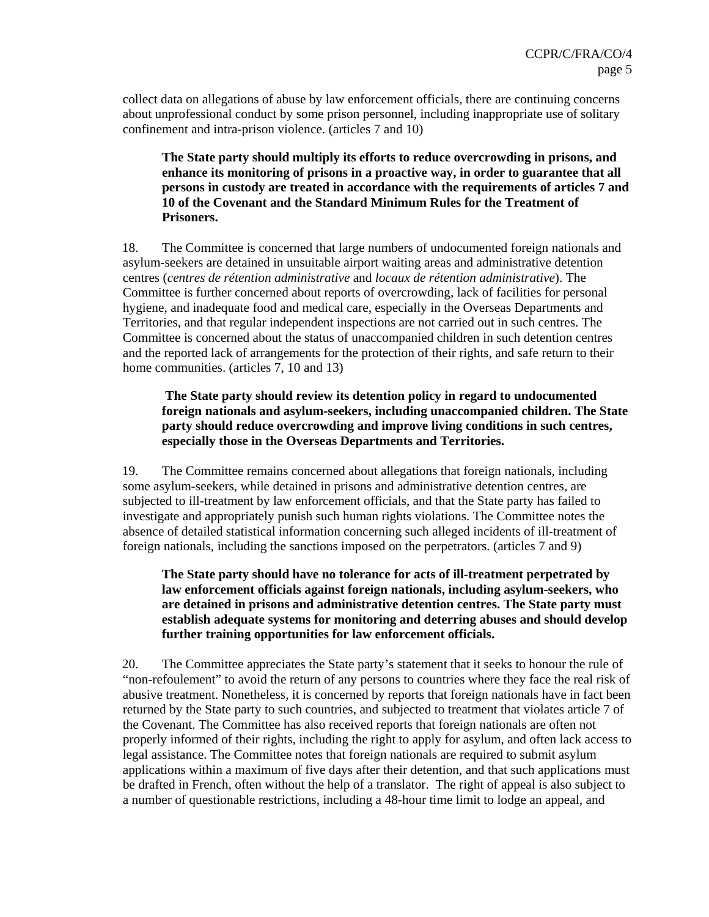collect data on allegations of abuse by law enforcement officials, there are continuing concerns about unprofessional conduct by some prison personnel, including inappropriate use of solitary confinement and intra-prison violence. (articles 7 and 10)

> **The State party should multiply its efforts to reduce overcrowding in prisons, and enhance its monitoring of prisons in a proactive way, in order to guarantee that all persons in custody are treated in accordance with the requirements of articles 7 and 10 of the Covenant and the Standard Minimum Rules for the Treatment of Prisoners.**

18. The Committee is concerned that large numbers of undocumented foreign nationals and asylum-seekers are detained in unsuitable airport waiting areas and administrative detention centres (*centres de rétention administrative* and *locaux de rétention administrative*). The Committee is further concerned about reports of overcrowding, lack of facilities for personal hygiene, and inadequate food and medical care, especially in the Overseas Departments and Territories, and that regular independent inspections are not carried out in such centres. The Committee is concerned about the status of unaccompanied children in such detention centres and the reported lack of arrangements for the protection of their rights, and safe return to their home communities. (articles 7, 10 and 13)

> **The State party should review its detention policy in regard to undocumented foreign nationals and asylum-seekers, including unaccompanied children. The State party should reduce overcrowding and improve living conditions in such centres, especially those in the Overseas Departments and Territories.**

19. The Committee remains concerned about allegations that foreign nationals, including some asylum-seekers, while detained in prisons and administrative detention centres, are subjected to ill-treatment by law enforcement officials, and that the State party has failed to investigate and appropriately punish such human rights violations. The Committee notes the absence of detailed statistical information concerning such alleged incidents of ill-treatment of foreign nationals, including the sanctions imposed on the perpetrators. (articles 7 and 9)

> **The State party should have no tolerance for acts of ill-treatment perpetrated by law enforcement officials against foreign nationals, including asylum-seekers, who are detained in prisons and administrative detention centres. The State party must establish adequate systems for monitoring and deterring abuses and should develop further training opportunities for law enforcement officials.**

20. The Committee appreciates the State party's statement that it seeks to honour the rule of "non-refoulement" to avoid the return of any persons to countries where they face the real risk of abusive treatment. Nonetheless, it is concerned by reports that foreign nationals have in fact been returned by the State party to such countries, and subjected to treatment that violates article 7 of the Covenant. The Committee has also received reports that foreign nationals are often not properly informed of their rights, including the right to apply for asylum, and often lack access to legal assistance. The Committee notes that foreign nationals are required to submit asylum applications within a maximum of five days after their detention, and that such applications must be drafted in French, often without the help of a translator. The right of appeal is also subject to a number of questionable restrictions, including a 48-hour time limit to lodge an appeal, and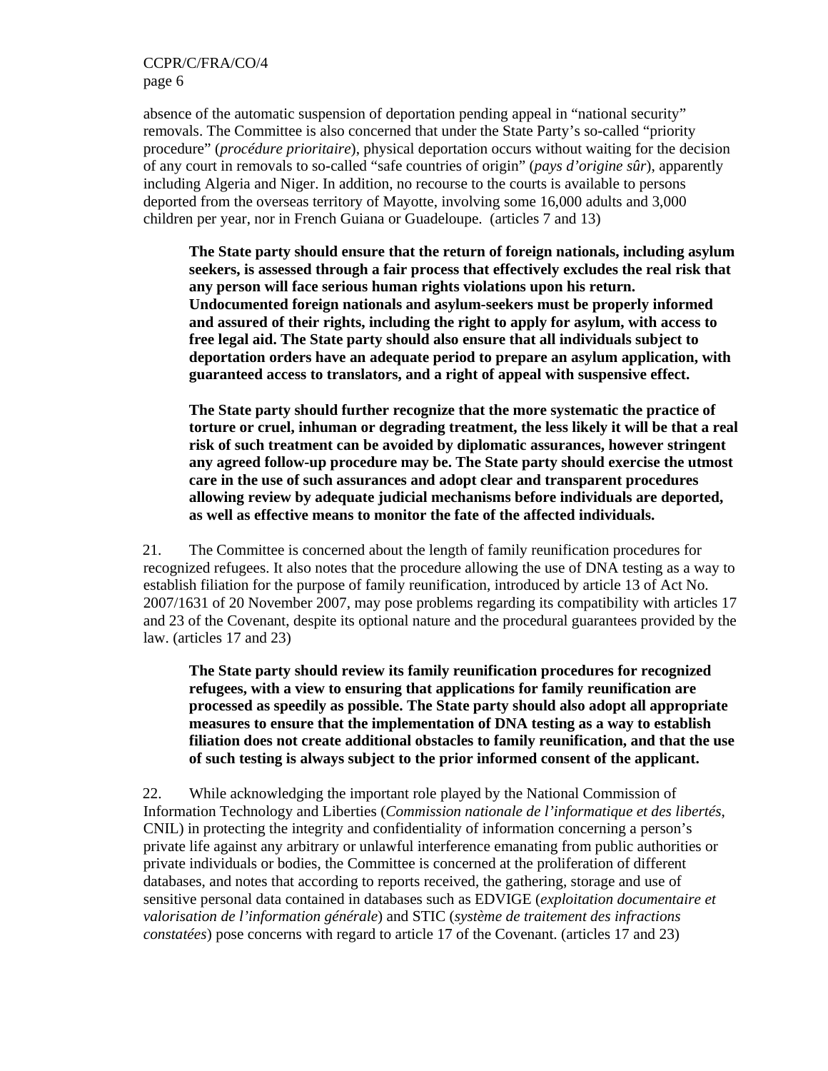absence of the automatic suspension of deportation pending appeal in "national security" removals. The Committee is also concerned that under the State Party's so-called "priority procedure" (*procédure prioritaire*), physical deportation occurs without waiting for the decision of any court in removals to so-called "safe countries of origin" (*pays d'origine sûr*), apparently including Algeria and Niger. In addition, no recourse to the courts is available to persons deported from the overseas territory of Mayotte, involving some 16,000 adults and 3,000 children per year, nor in French Guiana or Guadeloupe. (articles 7 and 13)

**The State party should ensure that the return of foreign nationals, including asylum seekers, is assessed through a fair process that effectively excludes the real risk that any person will face serious human rights violations upon his return. Undocumented foreign nationals and asylum-seekers must be properly informed and assured of their rights, including the right to apply for asylum, with access to free legal aid. The State party should also ensure that all individuals subject to deportation orders have an adequate period to prepare an asylum application, with guaranteed access to translators, and a right of appeal with suspensive effect.**

**The State party should further recognize that the more systematic the practice of torture or cruel, inhuman or degrading treatment, the less likely it will be that a real risk of such treatment can be avoided by diplomatic assurances, however stringent any agreed follow-up procedure may be. The State party should exercise the utmost care in the use of such assurances and adopt clear and transparent procedures allowing review by adequate judicial mechanisms before individuals are deported, as well as effective means to monitor the fate of the affected individuals.**

21. The Committee is concerned about the length of family reunification procedures for recognized refugees. It also notes that the procedure allowing the use of DNA testing as a way to establish filiation for the purpose of family reunification, introduced by article 13 of Act No. 2007/1631 of 20 November 2007, may pose problems regarding its compatibility with articles 17 and 23 of the Covenant, despite its optional nature and the procedural guarantees provided by the law. (articles 17 and 23)

**The State party should review its family reunification procedures for recognized refugees, with a view to ensuring that applications for family reunification are processed as speedily as possible. The State party should also adopt all appropriate measures to ensure that the implementation of DNA testing as a way to establish filiation does not create additional obstacles to family reunification, and that the use of such testing is always subject to the prior informed consent of the applicant.**

22. While acknowledging the important role played by the National Commission of Information Technology and Liberties (*Commission nationale de l'informatique et des libertés*, CNIL) in protecting the integrity and confidentiality of information concerning a person's private life against any arbitrary or unlawful interference emanating from public authorities or private individuals or bodies, the Committee is concerned at the proliferation of different databases, and notes that according to reports received, the gathering, storage and use of sensitive personal data contained in databases such as EDVIGE (*exploitation documentaire et valorisation de l'information générale*) and STIC (*système de traitement des infractions constatées*) pose concerns with regard to article 17 of the Covenant. (articles 17 and 23)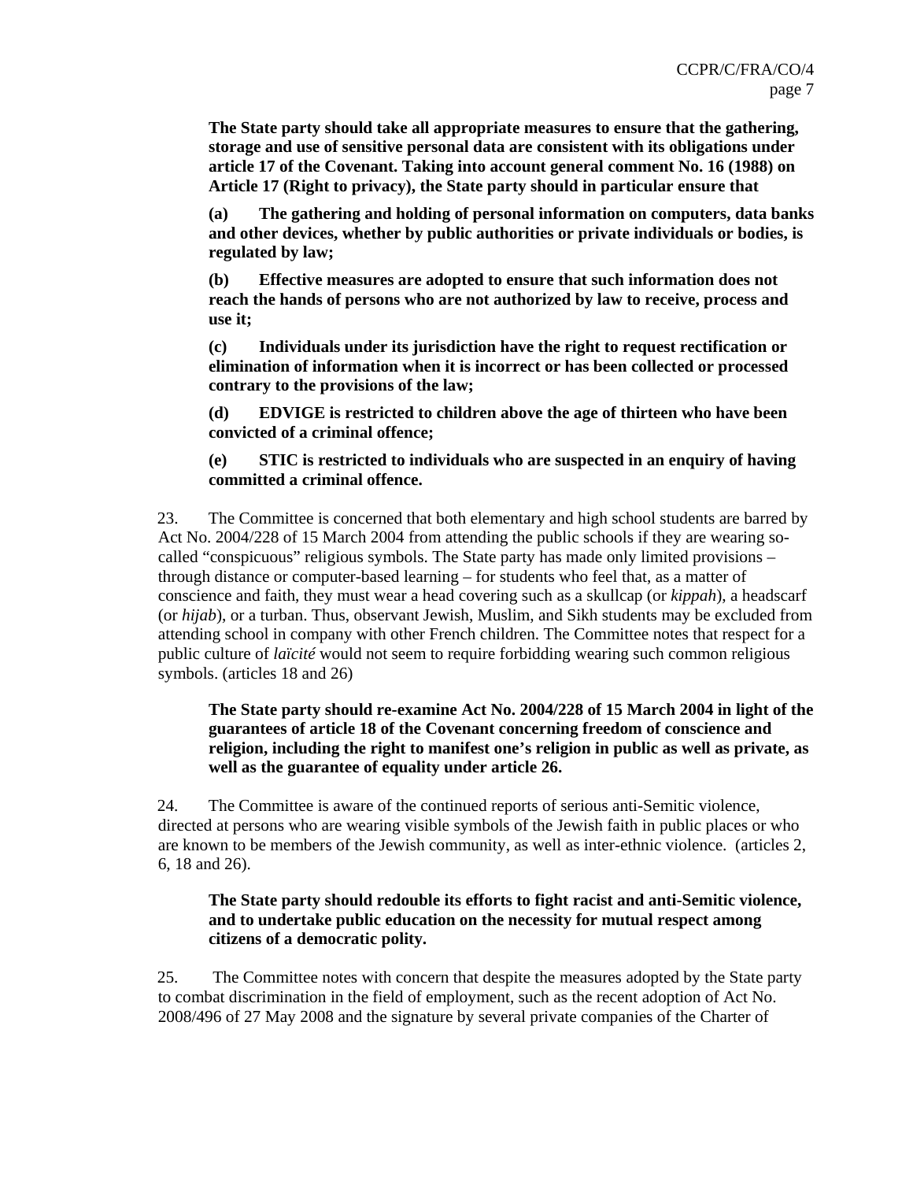**The State party should take all appropriate measures to ensure that the gathering, storage and use of sensitive personal data are consistent with its obligations under article 17 of the Covenant. Taking into account general comment No. 16 (1988) on Article 17 (Right to privacy), the State party should in particular ensure that**

**(a) The gathering and holding of personal information on computers, data banks and other devices, whether by public authorities or private individuals or bodies, is regulated by law;**

**(b) Effective measures are adopted to ensure that such information does not reach the hands of persons who are not authorized by law to receive, process and use it;**

**(c) Individuals under its jurisdiction have the right to request rectification or elimination of information when it is incorrect or has been collected or processed contrary to the provisions of the law;**

**(d) EDVIGE is restricted to children above the age of thirteen who have been convicted of a criminal offence;**

**(e) STIC is restricted to individuals who are suspected in an enquiry of having committed a criminal offence.**

23. The Committee is concerned that both elementary and high school students are barred by Act No. 2004/228 of 15 March 2004 from attending the public schools if they are wearing so-called “conspicuous” religious symbols. The State party has made only limited provisions – through distance or computer-based learning – for students who feel that, as a matter of conscience and faith, they must wear a head covering such as a skullcap (or *kippah*), a headscarf (or *hijab*), or a turban. Thus, observant Jewish, Muslim, and Sikh students may be excluded from attending school in company with other French children. The Committee notes that respect for a public culture of *laïcité* would not seem to require forbidding wearing such common religious symbols. (articles 18 and 26)

**The State party should re-examine Act No. 2004/228 of 15 March 2004 in light of the guarantees of article 18 of the Covenant concerning freedom of conscience and religion, including the right to manifest one’s religion in public as well as private, as well as the guarantee of equality under article 26.**

24. The Committee is aware of the continued reports of serious anti-Semitic violence, directed at persons who are wearing visible symbols of the Jewish faith in public places or who are known to be members of the Jewish community, as well as inter-ethnic violence. (articles 2, 6, 18 and 26).

**The State party should redouble its efforts to fight racist and anti-Semitic violence, and to undertake public education on the necessity for mutual respect among citizens of a democratic polity.**

25. The Committee notes with concern that despite the measures adopted by the State party to combat discrimination in the field of employment, such as the recent adoption of Act No. 2008/496 of 27 May 2008 and the signature by several private companies of the Charter of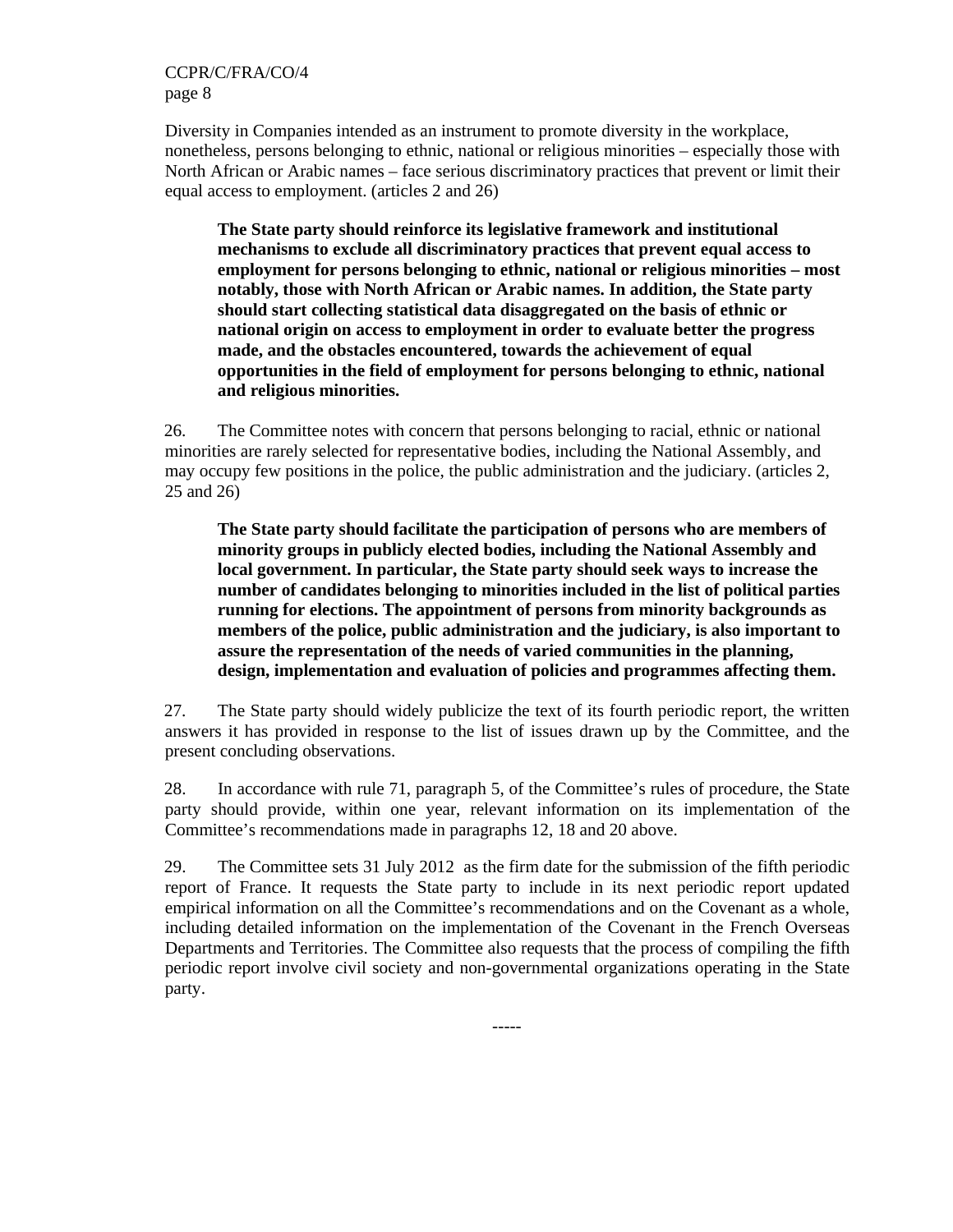Diversity in Companies intended as an instrument to promote diversity in the workplace, nonetheless, persons belonging to ethnic, national or religious minorities – especially those with North African or Arabic names – face serious discriminatory practices that prevent or limit their equal access to employment. (articles 2 and 26)

**The State party should reinforce its legislative framework and institutional mechanisms to exclude all discriminatory practices that prevent equal access to employment for persons belonging to ethnic, national or religious minorities – most notably, those with North African or Arabic names. In addition, the State party should start collecting statistical data disaggregated on the basis of ethnic or national origin on access to employment in order to evaluate better the progress made, and the obstacles encountered, towards the achievement of equal opportunities in the field of employment for persons belonging to ethnic, national and religious minorities.**

26. The Committee notes with concern that persons belonging to racial, ethnic or national minorities are rarely selected for representative bodies, including the National Assembly, and may occupy few positions in the police, the public administration and the judiciary. (articles 2, 25 and 26)

**The State party should facilitate the participation of persons who are members of minority groups in publicly elected bodies, including the National Assembly and local government. In particular, the State party should seek ways to increase the number of candidates belonging to minorities included in the list of political parties running for elections. The appointment of persons from minority backgrounds as members of the police, public administration and the judiciary, is also important to assure the representation of the needs of varied communities in the planning, design, implementation and evaluation of policies and programmes affecting them.**

27. The State party should widely publicize the text of its fourth periodic report, the written answers it has provided in response to the list of issues drawn up by the Committee, and the present concluding observations.

28. In accordance with rule 71, paragraph 5, of the Committee's rules of procedure, the State party should provide, within one year, relevant information on its implementation of the Committee's recommendations made in paragraphs 12, 18 and 20 above.

29. The Committee sets 31 July 2012 as the firm date for the submission of the fifth periodic report of France. It requests the State party to include in its next periodic report updated empirical information on all the Committee's recommendations and on the Covenant as a whole, including detailed information on the implementation of the Covenant in the French Overseas Departments and Territories. The Committee also requests that the process of compiling the fifth periodic report involve civil society and non-governmental organizations operating in the State party.

-----